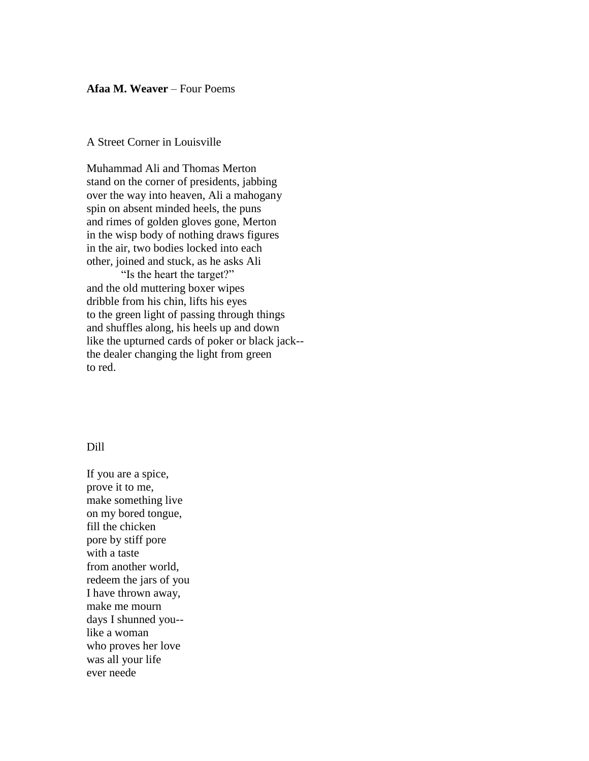**Afaa M. Weaver** – Four Poems

A Street Corner in Louisville

Muhammad Ali and Thomas Merton
stand on the corner of presidents, jabbing
over the way into heaven, Ali a mahogany
spin on absent minded heels, the puns
and rimes of golden gloves gone, Merton
in the wisp body of nothing draws figures
in the air, two bodies locked into each
other, joined and stuck, as he asks Ali
        "Is the heart the target?"
and the old muttering boxer wipes
dribble from his chin, lifts his eyes
to the green light of passing through things
and shuffles along, his heels up and down
like the upturned cards of poker or black jack--
the dealer changing the light from green
to red.

Dill

If you are a spice,
prove it to me,
make something live
on my bored tongue,
fill the chicken
pore by stiff pore
with a taste
from another world,
redeem the jars of you
I have thrown away,
make me mourn
days I shunned you--
like a woman
who proves her love
was all your life
ever neede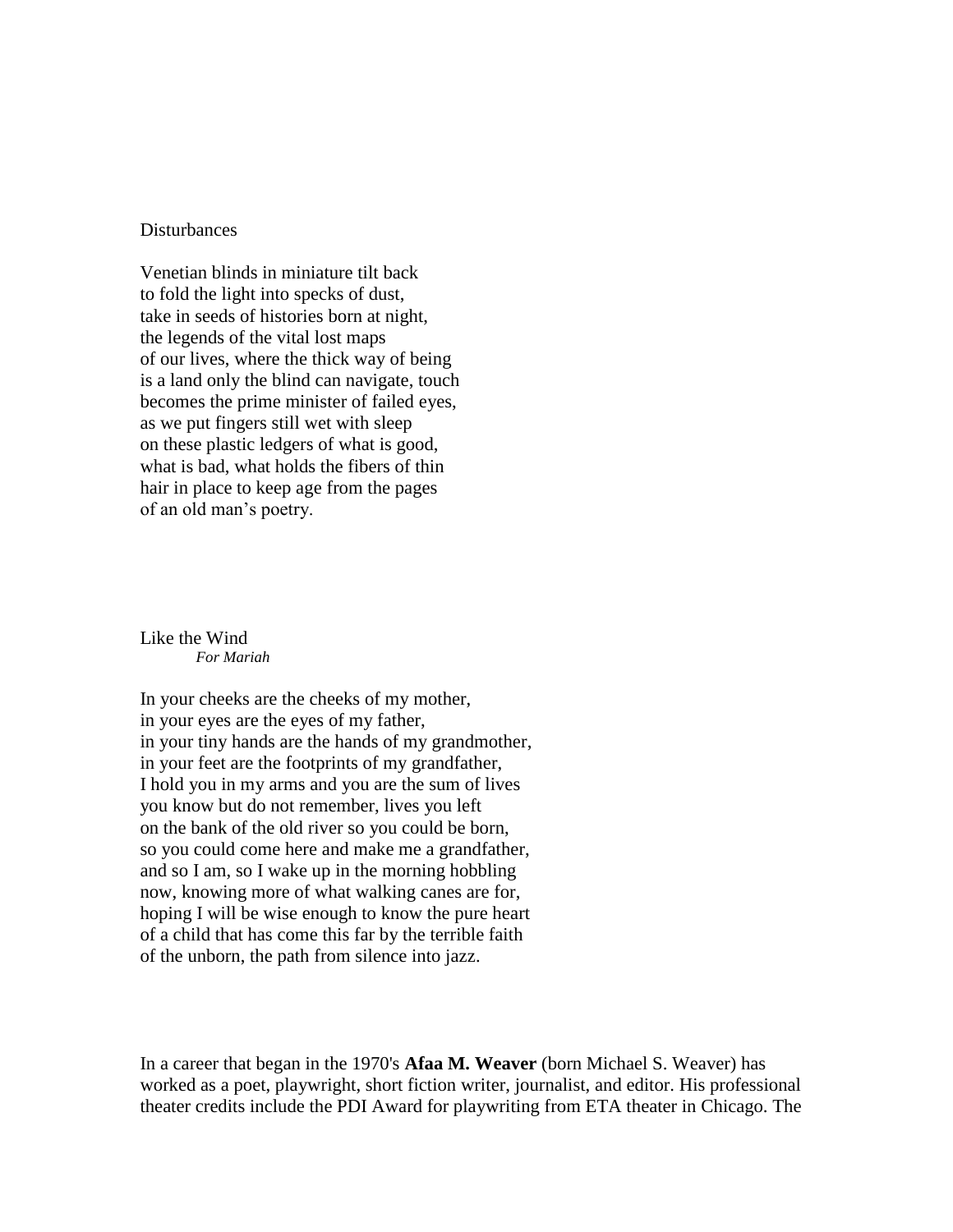## Disturbances

Venetian blinds in miniature tilt back  
to fold the light into specks of dust,  
take in seeds of histories born at night,  
the legends of the vital lost maps  
of our lives, where the thick way of being  
is a land only the blind can navigate, touch  
becomes the prime minister of failed eyes,  
as we put fingers still wet with sleep  
on these plastic ledgers of what is good,  
what is bad, what holds the fibers of thin  
hair in place to keep age from the pages  
of an old man's poetry.

## Like the Wind

*For Mariah*

In your cheeks are the cheeks of my mother,  
in your eyes are the eyes of my father,  
in your tiny hands are the hands of my grandmother,  
in your feet are the footprints of my grandfather,  
I hold you in my arms and you are the sum of lives  
you know but do not remember, lives you left  
on the bank of the old river so you could be born,  
so you could come here and make me a grandfather,  
and so I am, so I wake up in the morning hobbling  
now, knowing more of what walking canes are for,  
hoping I will be wise enough to know the pure heart  
of a child that has come this far by the terrible faith  
of the unborn, the path from silence into jazz.

In a career that began in the 1970's **Afaa M. Weaver** (born Michael S. Weaver) has worked as a poet, playwright, short fiction writer, journalist, and editor. His professional theater credits include the PDI Award for playwriting from ETA theater in Chicago. The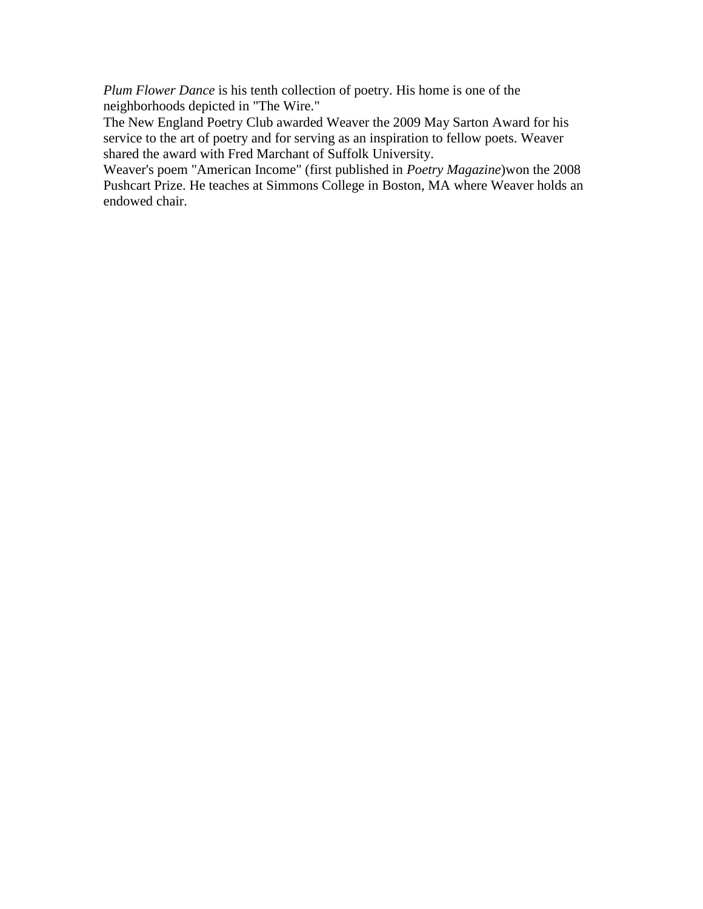*Plum Flower Dance* is his tenth collection of poetry. His home is one of the neighborhoods depicted in "The Wire."

The New England Poetry Club awarded Weaver the 2009 May Sarton Award for his service to the art of poetry and for serving as an inspiration to fellow poets. Weaver shared the award with Fred Marchant of Suffolk University.

Weaver's poem "American Income" (first published in *Poetry Magazine*)won the 2008 Pushcart Prize. He teaches at Simmons College in Boston, MA where Weaver holds an endowed chair.